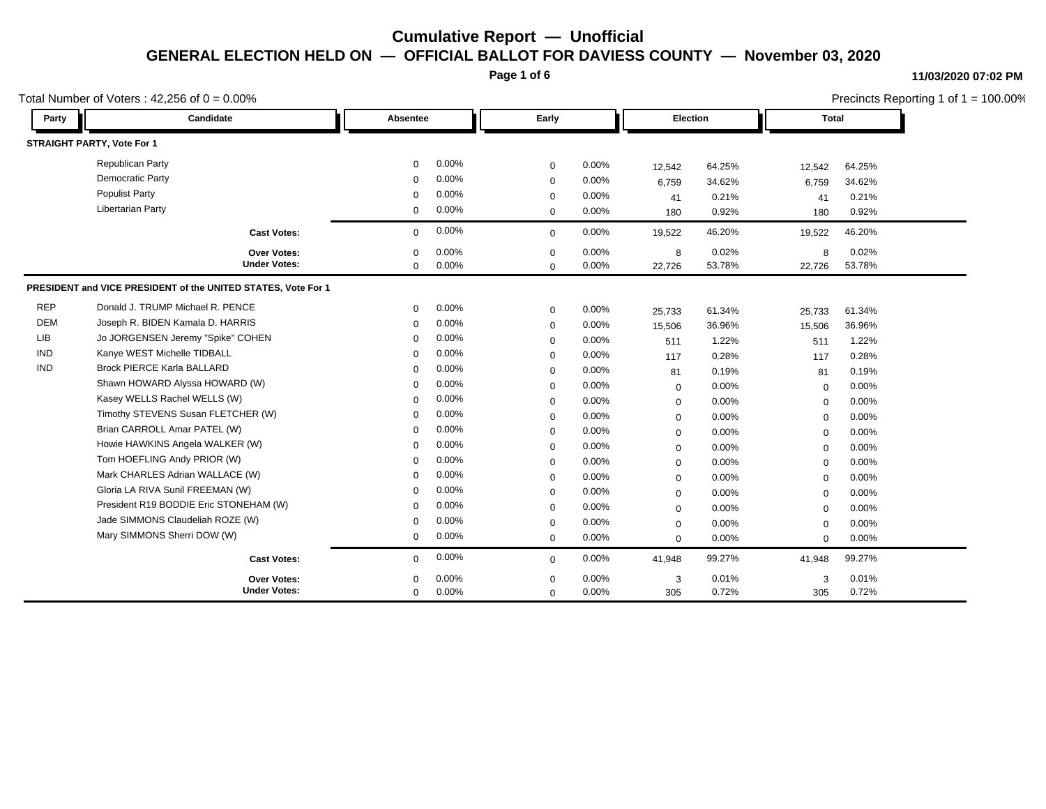# Cumulative Report — Unofficial

## GENERAL ELECTION HELD ON — OFFICIAL BALLOT FOR DAVIESS COUNTY — November 03, 2020

11/03/2020 07:02 PM

Total Number of Voters : 42,256 of 0 = 0.00%

Precincts Reporting 1 of 1 = 100.00%

| Party | Candidate | Absentee | | Early | | Election | | Total | |
|---|---|---|---|---|---|---|---|---|---|
| **STRAIGHT PARTY, Vote For 1** | | | | | | | | | |
| | Republican Party | 0 | 0.00% | 0 | 0.00% | 12,542 | 64.25% | 12,542 | 64.25% |
| | Democratic Party | 0 | 0.00% | 0 | 0.00% | 6,759 | 34.62% | 6,759 | 34.62% |
| | Populist Party | 0 | 0.00% | 0 | 0.00% | 41 | 0.21% | 41 | 0.21% |
| | Libertarian Party | 0 | 0.00% | 0 | 0.00% | 180 | 0.92% | 180 | 0.92% |
| | **Cast Votes:** | 0 | 0.00% | 0 | 0.00% | 19,522 | 46.20% | 19,522 | 46.20% |
| | **Over Votes:** | 0 | 0.00% | 0 | 0.00% | 8 | 0.02% | 8 | 0.02% |
| | **Under Votes:** | 0 | 0.00% | 0 | 0.00% | 22,726 | 53.78% | 22,726 | 53.78% |
| **PRESIDENT and VICE PRESIDENT of the UNITED STATES, Vote For 1** | | | | | | | | | |
| REP | Donald J. TRUMP Michael R. PENCE | 0 | 0.00% | 0 | 0.00% | 25,733 | 61.34% | 25,733 | 61.34% |
| DEM | Joseph R. BIDEN Kamala D. HARRIS | 0 | 0.00% | 0 | 0.00% | 15,506 | 36.96% | 15,506 | 36.96% |
| LIB | Jo JORGENSEN Jeremy "Spike" COHEN | 0 | 0.00% | 0 | 0.00% | 511 | 1.22% | 511 | 1.22% |
| IND | Kanye WEST Michelle TIDBALL | 0 | 0.00% | 0 | 0.00% | 117 | 0.28% | 117 | 0.28% |
| IND | Brock PIERCE Karla BALLARD | 0 | 0.00% | 0 | 0.00% | 81 | 0.19% | 81 | 0.19% |
| | Shawn HOWARD Alyssa HOWARD (W) | 0 | 0.00% | 0 | 0.00% | 0 | 0.00% | 0 | 0.00% |
| | Kasey WELLS Rachel WELLS (W) | 0 | 0.00% | 0 | 0.00% | 0 | 0.00% | 0 | 0.00% |
| | Timothy STEVENS Susan FLETCHER (W) | 0 | 0.00% | 0 | 0.00% | 0 | 0.00% | 0 | 0.00% |
| | Brian CARROLL Amar PATEL (W) | 0 | 0.00% | 0 | 0.00% | 0 | 0.00% | 0 | 0.00% |
| | Howie HAWKINS Angela WALKER (W) | 0 | 0.00% | 0 | 0.00% | 0 | 0.00% | 0 | 0.00% |
| | Tom HOEFLING Andy PRIOR (W) | 0 | 0.00% | 0 | 0.00% | 0 | 0.00% | 0 | 0.00% |
| | Mark CHARLES Adrian WALLACE (W) | 0 | 0.00% | 0 | 0.00% | 0 | 0.00% | 0 | 0.00% |
| | Gloria LA RIVA Sunil FREEMAN (W) | 0 | 0.00% | 0 | 0.00% | 0 | 0.00% | 0 | 0.00% |
| | President R19 BODDIE Eric STONEHAM (W) | 0 | 0.00% | 0 | 0.00% | 0 | 0.00% | 0 | 0.00% |
| | Jade SIMMONS Claudeliah ROZE (W) | 0 | 0.00% | 0 | 0.00% | 0 | 0.00% | 0 | 0.00% |
| | Mary SIMMONS Sherri DOW (W) | 0 | 0.00% | 0 | 0.00% | 0 | 0.00% | 0 | 0.00% |
| | **Cast Votes:** | 0 | 0.00% | 0 | 0.00% | 41,948 | 99.27% | 41,948 | 99.27% |
| | **Over Votes:** | 0 | 0.00% | 0 | 0.00% | 3 | 0.01% | 3 | 0.01% |
| | **Under Votes:** | 0 | 0.00% | 0 | 0.00% | 305 | 0.72% | 305 | 0.72% |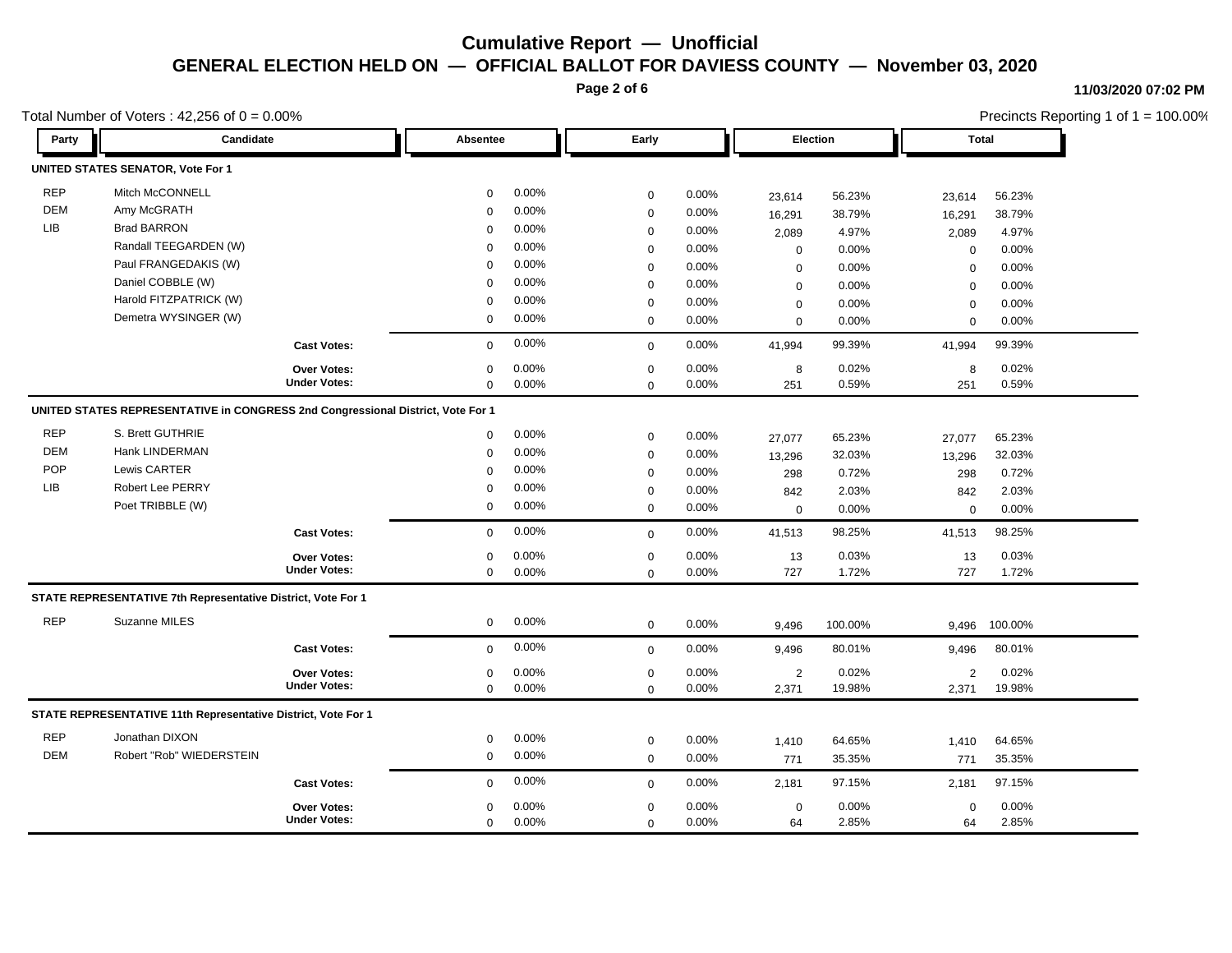# Cumulative Report — Unofficial

## GENERAL ELECTION HELD ON — OFFICIAL BALLOT FOR DAVIESS COUNTY — November 03, 2020

11/03/2020 07:02 PM

Total Number of Voters : 42,256 of 0 = 0.00%

Precincts Reporting 1 of 1 = 100.00%

### UNITED STATES SENATOR, Vote For 1

| Party | Candidate | Absentee | | Early | | Election | | Total | |
|---|---|---|---|---|---|---|---|---|---|
| REP | Mitch McCONNELL | 0 | 0.00% | 0 | 0.00% | 23,614 | 56.23% | 23,614 | 56.23% |
| DEM | Amy McGRATH | 0 | 0.00% | 0 | 0.00% | 16,291 | 38.79% | 16,291 | 38.79% |
| LIB | Brad BARRON | 0 | 0.00% | 0 | 0.00% | 2,089 | 4.97% | 2,089 | 4.97% |
| | Randall TEEGARDEN (W) | 0 | 0.00% | 0 | 0.00% | 0 | 0.00% | 0 | 0.00% |
| | Paul FRANGEDAKIS (W) | 0 | 0.00% | 0 | 0.00% | 0 | 0.00% | 0 | 0.00% |
| | Daniel COBBLE (W) | 0 | 0.00% | 0 | 0.00% | 0 | 0.00% | 0 | 0.00% |
| | Harold FITZPATRICK (W) | 0 | 0.00% | 0 | 0.00% | 0 | 0.00% | 0 | 0.00% |
| | Demetra WYSINGER (W) | 0 | 0.00% | 0 | 0.00% | 0 | 0.00% | 0 | 0.00% |
| | **Cast Votes:** | 0 | 0.00% | 0 | 0.00% | 41,994 | 99.39% | 41,994 | 99.39% |
| | **Over Votes:** | 0 | 0.00% | 0 | 0.00% | 8 | 0.02% | 8 | 0.02% |
| | **Under Votes:** | 0 | 0.00% | 0 | 0.00% | 251 | 0.59% | 251 | 0.59% |

### UNITED STATES REPRESENTATIVE in CONGRESS 2nd Congressional District, Vote For 1

| Party | Candidate | Absentee | | Early | | Election | | Total | |
|---|---|---|---|---|---|---|---|---|---|
| REP | S. Brett GUTHRIE | 0 | 0.00% | 0 | 0.00% | 27,077 | 65.23% | 27,077 | 65.23% |
| DEM | Hank LINDERMAN | 0 | 0.00% | 0 | 0.00% | 13,296 | 32.03% | 13,296 | 32.03% |
| POP | Lewis CARTER | 0 | 0.00% | 0 | 0.00% | 298 | 0.72% | 298 | 0.72% |
| LIB | Robert Lee PERRY | 0 | 0.00% | 0 | 0.00% | 842 | 2.03% | 842 | 2.03% |
| | Poet TRIBBLE (W) | 0 | 0.00% | 0 | 0.00% | 0 | 0.00% | 0 | 0.00% |
| | **Cast Votes:** | 0 | 0.00% | 0 | 0.00% | 41,513 | 98.25% | 41,513 | 98.25% |
| | **Over Votes:** | 0 | 0.00% | 0 | 0.00% | 13 | 0.03% | 13 | 0.03% |
| | **Under Votes:** | 0 | 0.00% | 0 | 0.00% | 727 | 1.72% | 727 | 1.72% |

### STATE REPRESENTATIVE 7th Representative District, Vote For 1

| Party | Candidate | Absentee | | Early | | Election | | Total | |
|---|---|---|---|---|---|---|---|---|---|
| REP | Suzanne MILES | 0 | 0.00% | 0 | 0.00% | 9,496 | 100.00% | 9,496 | 100.00% |
| | **Cast Votes:** | 0 | 0.00% | 0 | 0.00% | 9,496 | 80.01% | 9,496 | 80.01% |
| | **Over Votes:** | 0 | 0.00% | 0 | 0.00% | 2 | 0.02% | 2 | 0.02% |
| | **Under Votes:** | 0 | 0.00% | 0 | 0.00% | 2,371 | 19.98% | 2,371 | 19.98% |

### STATE REPRESENTATIVE 11th Representative District, Vote For 1

| Party | Candidate | Absentee | | Early | | Election | | Total | |
|---|---|---|---|---|---|---|---|---|---|
| REP | Jonathan DIXON | 0 | 0.00% | 0 | 0.00% | 1,410 | 64.65% | 1,410 | 64.65% |
| DEM | Robert "Rob" WIEDERSTEIN | 0 | 0.00% | 0 | 0.00% | 771 | 35.35% | 771 | 35.35% |
| | **Cast Votes:** | 0 | 0.00% | 0 | 0.00% | 2,181 | 97.15% | 2,181 | 97.15% |
| | **Over Votes:** | 0 | 0.00% | 0 | 0.00% | 0 | 0.00% | 0 | 0.00% |
| | **Under Votes:** | 0 | 0.00% | 0 | 0.00% | 64 | 2.85% | 64 | 2.85% |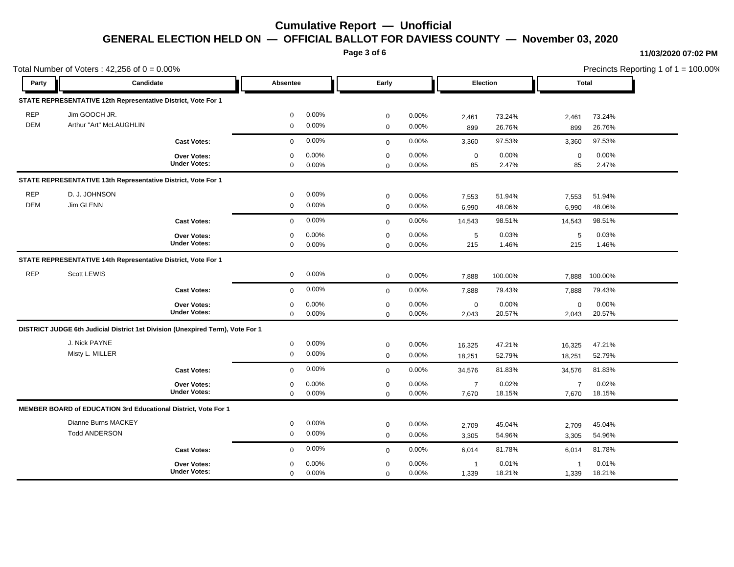# Cumulative Report — Unofficial

## GENERAL ELECTION HELD ON — OFFICIAL BALLOT FOR DAVIESS COUNTY — November 03, 2020

11/03/2020 07:02 PM

Total Number of Voters : 42,256 of 0 = 0.00%

Precincts Reporting 1 of 1 = 100.00%

| Party | Candidate | Absentee | | Early | | Election | | Total | |
|---|---|---|---|---|---|---|---|---|---|
| **STATE REPRESENTATIVE 12th Representative District, Vote For 1** | | | | | | | | | |
| REP | Jim GOOCH JR. | 0 | 0.00% | 0 | 0.00% | 2,461 | 73.24% | 2,461 | 73.24% |
| DEM | Arthur "Art" McLAUGHLIN | 0 | 0.00% | 0 | 0.00% | 899 | 26.76% | 899 | 26.76% |
| | **Cast Votes:** | 0 | 0.00% | 0 | 0.00% | 3,360 | 97.53% | 3,360 | 97.53% |
| | **Over Votes:** | 0 | 0.00% | 0 | 0.00% | 0 | 0.00% | 0 | 0.00% |
| | **Under Votes:** | 0 | 0.00% | 0 | 0.00% | 85 | 2.47% | 85 | 2.47% |
| **STATE REPRESENTATIVE 13th Representative District, Vote For 1** | | | | | | | | | |
| REP | D. J. JOHNSON | 0 | 0.00% | 0 | 0.00% | 7,553 | 51.94% | 7,553 | 51.94% |
| DEM | Jim GLENN | 0 | 0.00% | 0 | 0.00% | 6,990 | 48.06% | 6,990 | 48.06% |
| | **Cast Votes:** | 0 | 0.00% | 0 | 0.00% | 14,543 | 98.51% | 14,543 | 98.51% |
| | **Over Votes:** | 0 | 0.00% | 0 | 0.00% | 5 | 0.03% | 5 | 0.03% |
| | **Under Votes:** | 0 | 0.00% | 0 | 0.00% | 215 | 1.46% | 215 | 1.46% |
| **STATE REPRESENTATIVE 14th Representative District, Vote For 1** | | | | | | | | | |
| REP | Scott LEWIS | 0 | 0.00% | 0 | 0.00% | 7,888 | 100.00% | 7,888 | 100.00% |
| | **Cast Votes:** | 0 | 0.00% | 0 | 0.00% | 7,888 | 79.43% | 7,888 | 79.43% |
| | **Over Votes:** | 0 | 0.00% | 0 | 0.00% | 0 | 0.00% | 0 | 0.00% |
| | **Under Votes:** | 0 | 0.00% | 0 | 0.00% | 2,043 | 20.57% | 2,043 | 20.57% |
| **DISTRICT JUDGE 6th Judicial District 1st Division (Unexpired Term), Vote For 1** | | | | | | | | | |
| | J. Nick PAYNE | 0 | 0.00% | 0 | 0.00% | 16,325 | 47.21% | 16,325 | 47.21% |
| | Misty L. MILLER | 0 | 0.00% | 0 | 0.00% | 18,251 | 52.79% | 18,251 | 52.79% |
| | **Cast Votes:** | 0 | 0.00% | 0 | 0.00% | 34,576 | 81.83% | 34,576 | 81.83% |
| | **Over Votes:** | 0 | 0.00% | 0 | 0.00% | 7 | 0.02% | 7 | 0.02% |
| | **Under Votes:** | 0 | 0.00% | 0 | 0.00% | 7,670 | 18.15% | 7,670 | 18.15% |
| **MEMBER BOARD of EDUCATION 3rd Educational District, Vote For 1** | | | | | | | | | |
| | Dianne Burns MACKEY | 0 | 0.00% | 0 | 0.00% | 2,709 | 45.04% | 2,709 | 45.04% |
| | Todd ANDERSON | 0 | 0.00% | 0 | 0.00% | 3,305 | 54.96% | 3,305 | 54.96% |
| | **Cast Votes:** | 0 | 0.00% | 0 | 0.00% | 6,014 | 81.78% | 6,014 | 81.78% |
| | **Over Votes:** | 0 | 0.00% | 0 | 0.00% | 1 | 0.01% | 1 | 0.01% |
| | **Under Votes:** | 0 | 0.00% | 0 | 0.00% | 1,339 | 18.21% | 1,339 | 18.21% |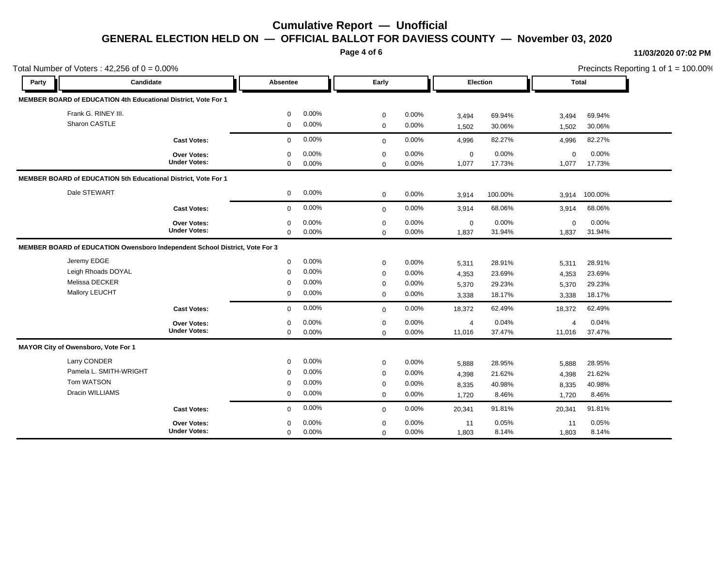# Cumulative Report — Unofficial

## GENERAL ELECTION HELD ON — OFFICIAL BALLOT FOR DAVIESS COUNTY — November 03, 2020

11/03/2020 07:02 PM

Total Number of Voters : 42,256 of 0 = 0.00%

Precincts Reporting 1 of 1 = 100.00%

| Party | Candidate | Absentee | | Early | | Election | | Total | |
|---|---|---|---|---|---|---|---|---|---|
| **MEMBER BOARD of EDUCATION 4th Educational District, Vote For 1** | | | | | | | | | |
| | Frank G. RINEY III. | 0 | 0.00% | 0 | 0.00% | 3,494 | 69.94% | 3,494 | 69.94% |
| | Sharon CASTLE | 0 | 0.00% | 0 | 0.00% | 1,502 | 30.06% | 1,502 | 30.06% |
| | **Cast Votes:** | 0 | 0.00% | 0 | 0.00% | 4,996 | 82.27% | 4,996 | 82.27% |
| | **Over Votes:** | 0 | 0.00% | 0 | 0.00% | 0 | 0.00% | 0 | 0.00% |
| | **Under Votes:** | 0 | 0.00% | 0 | 0.00% | 1,077 | 17.73% | 1,077 | 17.73% |
| **MEMBER BOARD of EDUCATION 5th Educational District, Vote For 1** | | | | | | | | | |
| | Dale STEWART | 0 | 0.00% | 0 | 0.00% | 3,914 | 100.00% | 3,914 | 100.00% |
| | **Cast Votes:** | 0 | 0.00% | 0 | 0.00% | 3,914 | 68.06% | 3,914 | 68.06% |
| | **Over Votes:** | 0 | 0.00% | 0 | 0.00% | 0 | 0.00% | 0 | 0.00% |
| | **Under Votes:** | 0 | 0.00% | 0 | 0.00% | 1,837 | 31.94% | 1,837 | 31.94% |
| **MEMBER BOARD of EDUCATION Owensboro Independent School District, Vote For 3** | | | | | | | | | |
| | Jeremy EDGE | 0 | 0.00% | 0 | 0.00% | 5,311 | 28.91% | 5,311 | 28.91% |
| | Leigh Rhoads DOYAL | 0 | 0.00% | 0 | 0.00% | 4,353 | 23.69% | 4,353 | 23.69% |
| | Melissa DECKER | 0 | 0.00% | 0 | 0.00% | 5,370 | 29.23% | 5,370 | 29.23% |
| | Mallory LEUCHT | 0 | 0.00% | 0 | 0.00% | 3,338 | 18.17% | 3,338 | 18.17% |
| | **Cast Votes:** | 0 | 0.00% | 0 | 0.00% | 18,372 | 62.49% | 18,372 | 62.49% |
| | **Over Votes:** | 0 | 0.00% | 0 | 0.00% | 4 | 0.04% | 4 | 0.04% |
| | **Under Votes:** | 0 | 0.00% | 0 | 0.00% | 11,016 | 37.47% | 11,016 | 37.47% |
| **MAYOR City of Owensboro, Vote For 1** | | | | | | | | | |
| | Larry CONDER | 0 | 0.00% | 0 | 0.00% | 5,888 | 28.95% | 5,888 | 28.95% |
| | Pamela L. SMITH-WRIGHT | 0 | 0.00% | 0 | 0.00% | 4,398 | 21.62% | 4,398 | 21.62% |
| | Tom WATSON | 0 | 0.00% | 0 | 0.00% | 8,335 | 40.98% | 8,335 | 40.98% |
| | Dracin WILLIAMS | 0 | 0.00% | 0 | 0.00% | 1,720 | 8.46% | 1,720 | 8.46% |
| | **Cast Votes:** | 0 | 0.00% | 0 | 0.00% | 20,341 | 91.81% | 20,341 | 91.81% |
| | **Over Votes:** | 0 | 0.00% | 0 | 0.00% | 11 | 0.05% | 11 | 0.05% |
| | **Under Votes:** | 0 | 0.00% | 0 | 0.00% | 1,803 | 8.14% | 1,803 | 8.14% |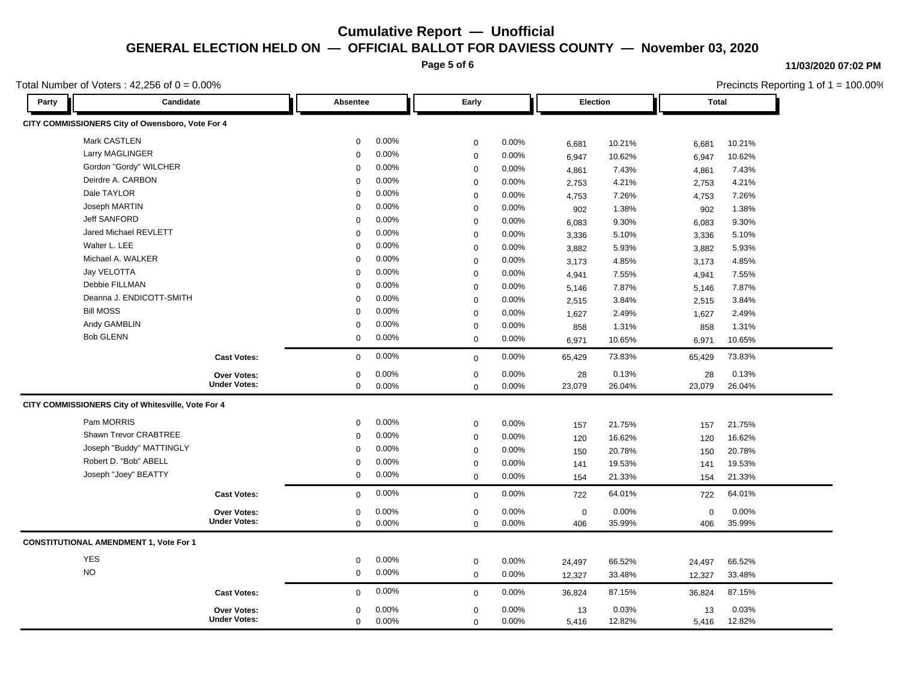# Cumulative Report — Unofficial

## GENERAL ELECTION HELD ON — OFFICIAL BALLOT FOR DAVIESS COUNTY — November 03, 2020

11/03/2020 07:02 PM

Total Number of Voters : 42,256 of 0 = 0.00%

Precincts Reporting 1 of 1 = 100.00%

| Party | Candidate | Absentee | | Early | | Election | | Total | |
|---|---|---|---|---|---|---|---|---|---|
| **CITY COMMISSIONERS City of Owensboro, Vote For 4** | | | | | | | | | |
| | Mark CASTLEN | 0 | 0.00% | 0 | 0.00% | 6,681 | 10.21% | 6,681 | 10.21% |
| | Larry MAGLINGER | 0 | 0.00% | 0 | 0.00% | 6,947 | 10.62% | 6,947 | 10.62% |
| | Gordon "Gordy" WILCHER | 0 | 0.00% | 0 | 0.00% | 4,861 | 7.43% | 4,861 | 7.43% |
| | Deirdre A. CARBON | 0 | 0.00% | 0 | 0.00% | 2,753 | 4.21% | 2,753 | 4.21% |
| | Dale TAYLOR | 0 | 0.00% | 0 | 0.00% | 4,753 | 7.26% | 4,753 | 7.26% |
| | Joseph MARTIN | 0 | 0.00% | 0 | 0.00% | 902 | 1.38% | 902 | 1.38% |
| | Jeff SANFORD | 0 | 0.00% | 0 | 0.00% | 6,083 | 9.30% | 6,083 | 9.30% |
| | Jared Michael REVLETT | 0 | 0.00% | 0 | 0.00% | 3,336 | 5.10% | 3,336 | 5.10% |
| | Walter L. LEE | 0 | 0.00% | 0 | 0.00% | 3,882 | 5.93% | 3,882 | 5.93% |
| | Michael A. WALKER | 0 | 0.00% | 0 | 0.00% | 3,173 | 4.85% | 3,173 | 4.85% |
| | Jay VELOTTA | 0 | 0.00% | 0 | 0.00% | 4,941 | 7.55% | 4,941 | 7.55% |
| | Debbie FILLMAN | 0 | 0.00% | 0 | 0.00% | 5,146 | 7.87% | 5,146 | 7.87% |
| | Deanna J. ENDICOTT-SMITH | 0 | 0.00% | 0 | 0.00% | 2,515 | 3.84% | 2,515 | 3.84% |
| | Bill MOSS | 0 | 0.00% | 0 | 0.00% | 1,627 | 2.49% | 1,627 | 2.49% |
| | Andy GAMBLIN | 0 | 0.00% | 0 | 0.00% | 858 | 1.31% | 858 | 1.31% |
| | Bob GLENN | 0 | 0.00% | 0 | 0.00% | 6,971 | 10.65% | 6,971 | 10.65% |
| | **Cast Votes:** | 0 | 0.00% | 0 | 0.00% | 65,429 | 73.83% | 65,429 | 73.83% |
| | **Over Votes:** | 0 | 0.00% | 0 | 0.00% | 28 | 0.13% | 28 | 0.13% |
| | **Under Votes:** | 0 | 0.00% | 0 | 0.00% | 23,079 | 26.04% | 23,079 | 26.04% |
| **CITY COMMISSIONERS City of Whitesville, Vote For 4** | | | | | | | | | |
| | Pam MORRIS | 0 | 0.00% | 0 | 0.00% | 157 | 21.75% | 157 | 21.75% |
| | Shawn Trevor CRABTREE | 0 | 0.00% | 0 | 0.00% | 120 | 16.62% | 120 | 16.62% |
| | Joseph "Buddy" MATTINGLY | 0 | 0.00% | 0 | 0.00% | 150 | 20.78% | 150 | 20.78% |
| | Robert D. "Bob" ABELL | 0 | 0.00% | 0 | 0.00% | 141 | 19.53% | 141 | 19.53% |
| | Joseph "Joey" BEATTY | 0 | 0.00% | 0 | 0.00% | 154 | 21.33% | 154 | 21.33% |
| | **Cast Votes:** | 0 | 0.00% | 0 | 0.00% | 722 | 64.01% | 722 | 64.01% |
| | **Over Votes:** | 0 | 0.00% | 0 | 0.00% | 0 | 0.00% | 0 | 0.00% |
| | **Under Votes:** | 0 | 0.00% | 0 | 0.00% | 406 | 35.99% | 406 | 35.99% |
| **CONSTITUTIONAL AMENDMENT 1, Vote For 1** | | | | | | | | | |
| | YES | 0 | 0.00% | 0 | 0.00% | 24,497 | 66.52% | 24,497 | 66.52% |
| | NO | 0 | 0.00% | 0 | 0.00% | 12,327 | 33.48% | 12,327 | 33.48% |
| | **Cast Votes:** | 0 | 0.00% | 0 | 0.00% | 36,824 | 87.15% | 36,824 | 87.15% |
| | **Over Votes:** | 0 | 0.00% | 0 | 0.00% | 13 | 0.03% | 13 | 0.03% |
| | **Under Votes:** | 0 | 0.00% | 0 | 0.00% | 5,416 | 12.82% | 5,416 | 12.82% |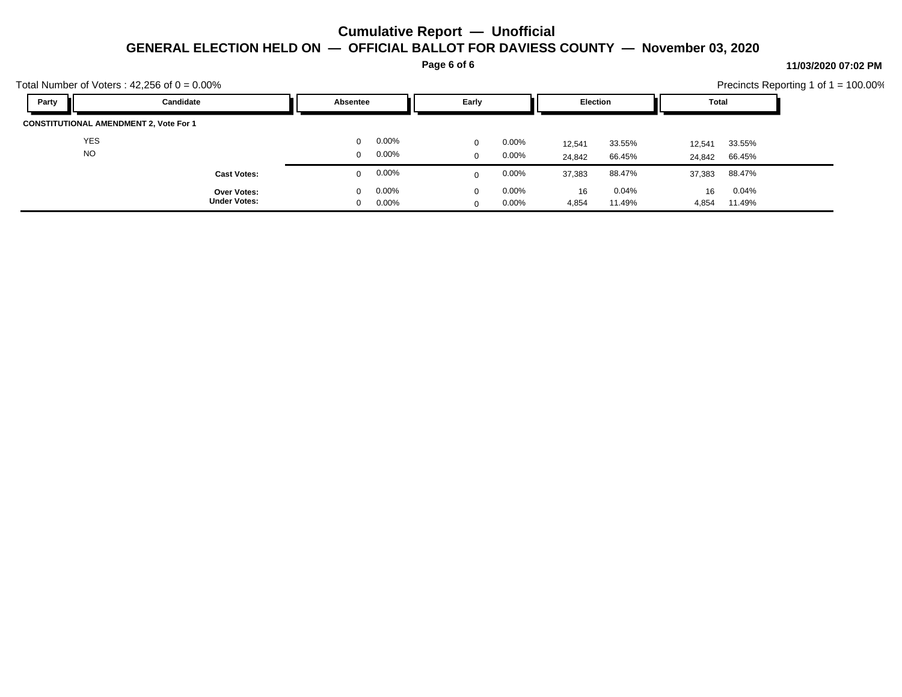# Cumulative Report — Unofficial

## GENERAL ELECTION HELD ON — OFFICIAL BALLOT FOR DAVIESS COUNTY — November 03, 2020

11/03/2020 07:02 PM

Total Number of Voters : 42,256 of 0 = 0.00%

Precincts Reporting 1 of 1 = 100.00%

| Party | Candidate | Absentee | | Early | | Election | | Total | |
|---|---|---|---|---|---|---|---|---|---|
| **CONSTITUTIONAL AMENDMENT 2, Vote For 1** | | | | | | | | | |
| | YES | 0 | 0.00% | 0 | 0.00% | 12,541 | 33.55% | 12,541 | 33.55% |
| | NO | 0 | 0.00% | 0 | 0.00% | 24,842 | 66.45% | 24,842 | 66.45% |
| | **Cast Votes:** | 0 | 0.00% | 0 | 0.00% | 37,383 | 88.47% | 37,383 | 88.47% |
| | **Over Votes:** | 0 | 0.00% | 0 | 0.00% | 16 | 0.04% | 16 | 0.04% |
| | **Under Votes:** | 0 | 0.00% | 0 | 0.00% | 4,854 | 11.49% | 4,854 | 11.49% |